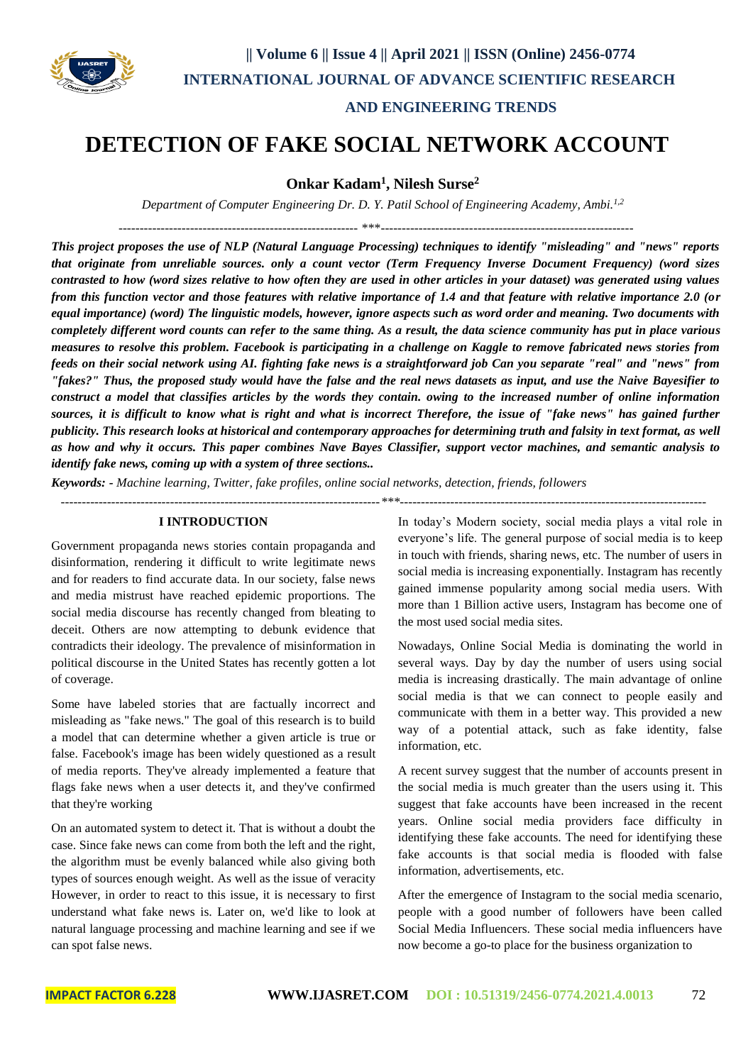# DETECTION OF FAKE SOCIAL NETWORK ACCOUNT

**Onkar Kadam[1], Nilesh Surse[2]**

*Department of Computer Engineering Dr. D. Y. Patil School of Engineering Academy, Ambi.[1,2]*

***

***This project proposes the use of NLP (Natural Language Processing) techniques to identify "misleading" and "news" reports that originate from unreliable sources. only a count vector (Term Frequency Inverse Document Frequency) (word sizes contrasted to how (word sizes relative to how often they are used in other articles in your dataset) was generated using values from this function vector and those features with relative importance of 1.4 and that feature with relative importance 2.0 (or equal importance) (word) The linguistic models, however, ignore aspects such as word order and meaning. Two documents with completely different word counts can refer to the same thing. As a result, the data science community has put in place various measures to resolve this problem. Facebook is participating in a challenge on Kaggle to remove fabricated news stories from feeds on their social network using AI. fighting fake news is a straightforward job Can you separate "real" and "news" from "fakes?" Thus, the proposed study would have the false and the real news datasets as input, and use the Naive Bayesifier to construct a model that classifies articles by the words they contain. owing to the increased number of online information sources, it is difficult to know what is right and what is incorrect Therefore, the issue of "fake news" has gained further publicity. This research looks at historical and contemporary approaches for determining truth and falsity in text format, as well as how and why it occurs. This paper combines Nave Bayes Classifier, support vector machines, and semantic analysis to identify fake news, coming up with a system of three sections..***

***Keywords: -** Machine learning, Twitter, fake profiles, online social networks, detection, friends, followers*

***

## I INTRODUCTION

Government propaganda news stories contain propaganda and disinformation, rendering it difficult to write legitimate news and for readers to find accurate data. In our society, false news and media mistrust have reached epidemic proportions. The social media discourse has recently changed from bleating to deceit. Others are now attempting to debunk evidence that contradicts their ideology. The prevalence of misinformation in political discourse in the United States has recently gotten a lot of coverage.

Some have labeled stories that are factually incorrect and misleading as "fake news." The goal of this research is to build a model that can determine whether a given article is true or false. Facebook's image has been widely questioned as a result of media reports. They've already implemented a feature that flags fake news when a user detects it, and they've confirmed that they're working

On an automated system to detect it. That is without a doubt the case. Since fake news can come from both the left and the right, the algorithm must be evenly balanced while also giving both types of sources enough weight. As well as the issue of veracity However, in order to react to this issue, it is necessary to first understand what fake news is. Later on, we'd like to look at natural language processing and machine learning and see if we can spot false news.

In today's Modern society, social media plays a vital role in everyone's life. The general purpose of social media is to keep in touch with friends, sharing news, etc. The number of users in social media is increasing exponentially. Instagram has recently gained immense popularity among social media users. With more than 1 Billion active users, Instagram has become one of the most used social media sites.

Nowadays, Online Social Media is dominating the world in several ways. Day by day the number of users using social media is increasing drastically. The main advantage of online social media is that we can connect to people easily and communicate with them in a better way. This provided a new way of a potential attack, such as fake identity, false information, etc.

A recent survey suggest that the number of accounts present in the social media is much greater than the users using it. This suggest that fake accounts have been increased in the recent years. Online social media providers face difficulty in identifying these fake accounts. The need for identifying these fake accounts is that social media is flooded with false information, advertisements, etc.

After the emergence of Instagram to the social media scenario, people with a good number of followers have been called Social Media Influencers. These social media influencers have now become a go-to place for the business organization to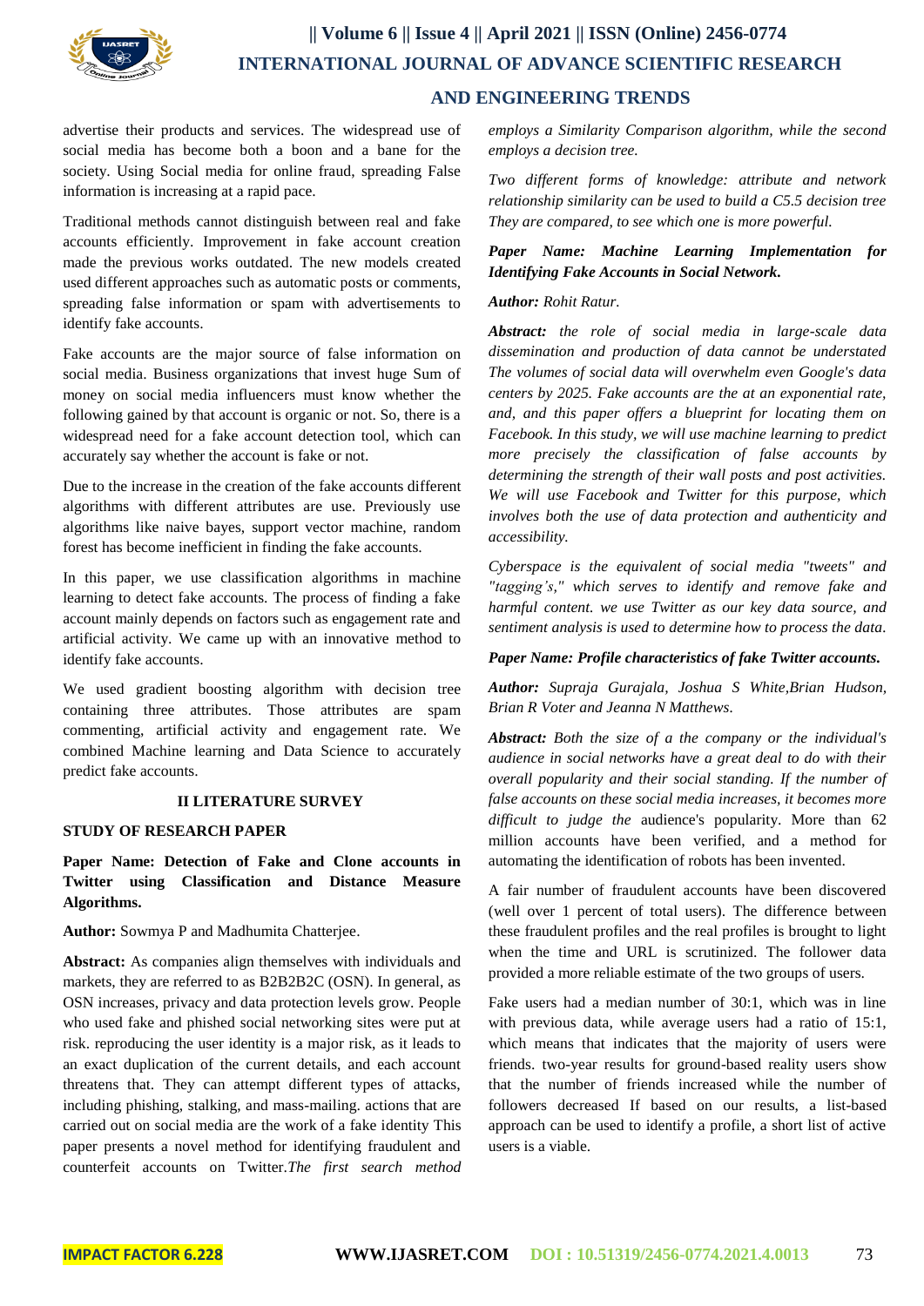advertise their products and services. The widespread use of social media has become both a boon and a bane for the society. Using Social media for online fraud, spreading False information is increasing at a rapid pace.

Traditional methods cannot distinguish between real and fake accounts efficiently. Improvement in fake account creation made the previous works outdated. The new models created used different approaches such as automatic posts or comments, spreading false information or spam with advertisements to identify fake accounts.

Fake accounts are the major source of false information on social media. Business organizations that invest huge Sum of money on social media influencers must know whether the following gained by that account is organic or not. So, there is a widespread need for a fake account detection tool, which can accurately say whether the account is fake or not.

Due to the increase in the creation of the fake accounts different algorithms with different attributes are use. Previously use algorithms like naive bayes, support vector machine, random forest has become inefficient in finding the fake accounts.

In this paper, we use classification algorithms in machine learning to detect fake accounts. The process of finding a fake account mainly depends on factors such as engagement rate and artificial activity. We came up with an innovative method to identify fake accounts.

We used gradient boosting algorithm with decision tree containing three attributes. Those attributes are spam commenting, artificial activity and engagement rate. We combined Machine learning and Data Science to accurately predict fake accounts.

## II LITERATURE SURVEY

### STUDY OF RESEARCH PAPER

**Paper Name: Detection of Fake and Clone accounts in Twitter using Classification and Distance Measure Algorithms.**

**Author:** Sowmya P and Madhumita Chatterjee.

**Abstract:** As companies align themselves with individuals and markets, they are referred to as B2B2B2C (OSN). In general, as OSN increases, privacy and data protection levels grow. People who used fake and phished social networking sites were put at risk. reproducing the user identity is a major risk, as it leads to an exact duplication of the current details, and each account threatens that. They can attempt different types of attacks, including phishing, stalking, and mass-mailing. actions that are carried out on social media are the work of a fake identity This paper presents a novel method for identifying fraudulent and counterfeit accounts on Twitter.*The first search method employs a Similarity Comparison algorithm, while the second employs a decision tree.*

*Two different forms of knowledge: attribute and network relationship similarity can be used to build a C5.5 decision tree They are compared, to see which one is more powerful.*

***Paper Name: Machine Learning Implementation for Identifying Fake Accounts in Social Network.***

***Author:*** *Rohit Ratur.*

***Abstract:*** *the role of social media in large-scale data dissemination and production of data cannot be understated The volumes of social data will overwhelm even Google's data centers by 2025. Fake accounts are the at an exponential rate, and, and this paper offers a blueprint for locating them on Facebook. In this study, we will use machine learning to predict more precisely the classification of false accounts by determining the strength of their wall posts and post activities. We will use Facebook and Twitter for this purpose, which involves both the use of data protection and authenticity and accessibility.*

*Cyberspace is the equivalent of social media "tweets" and "tagging's," which serves to identify and remove fake and harmful content. we use Twitter as our key data source, and sentiment analysis is used to determine how to process the data.*

***Paper Name: Profile characteristics of fake Twitter accounts.***

***Author:*** *Supraja Gurajala, Joshua S White,Brian Hudson, Brian R Voter and Jeanna N Matthews.*

***Abstract:*** *Both the size of a the company or the individual's audience in social networks have a great deal to do with their overall popularity and their social standing. If the number of false accounts on these social media increases, it becomes more difficult to judge the* audience's popularity. More than 62 million accounts have been verified, and a method for automating the identification of robots has been invented.

A fair number of fraudulent accounts have been discovered (well over 1 percent of total users). The difference between these fraudulent profiles and the real profiles is brought to light when the time and URL is scrutinized. The follower data provided a more reliable estimate of the two groups of users.

Fake users had a median number of 30:1, which was in line with previous data, while average users had a ratio of 15:1, which means that indicates that the majority of users were friends. two-year results for ground-based reality users show that the number of friends increased while the number of followers decreased If based on our results, a list-based approach can be used to identify a profile, a short list of active users is a viable.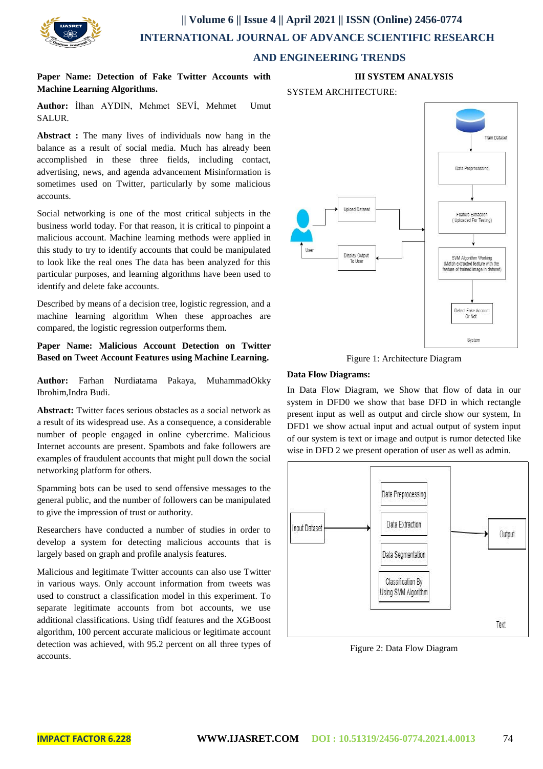**Paper Name: Detection of Fake Twitter Accounts with Machine Learning Algorithms.**

**Author:** İlhan AYDIN, Mehmet SEVİ, Mehmet Umut SALUR.

**Abstract :** The many lives of individuals now hang in the balance as a result of social media. Much has already been accomplished in these three fields, including contact, advertising, news, and agenda advancement Misinformation is sometimes used on Twitter, particularly by some malicious accounts.

Social networking is one of the most critical subjects in the business world today. For that reason, it is critical to pinpoint a malicious account. Machine learning methods were applied in this study to try to identify accounts that could be manipulated to look like the real ones The data has been analyzed for this particular purposes, and learning algorithms have been used to identify and delete fake accounts.

Described by means of a decision tree, logistic regression, and a machine learning algorithm When these approaches are compared, the logistic regression outperforms them.

**Paper Name: Malicious Account Detection on Twitter Based on Tweet Account Features using Machine Learning.**

**Author:** Farhan Nurdiatama Pakaya, MuhammadOkky Ibrohim,Indra Budi.

**Abstract:** Twitter faces serious obstacles as a social network as a result of its widespread use. As a consequence, a considerable number of people engaged in online cybercrime. Malicious Internet accounts are present. Spambots and fake followers are examples of fraudulent accounts that might pull down the social networking platform for others.

Spamming bots can be used to send offensive messages to the general public, and the number of followers can be manipulated to give the impression of trust or authority.

Researchers have conducted a number of studies in order to develop a system for detecting malicious accounts that is largely based on graph and profile analysis features.

Malicious and legitimate Twitter accounts can also use Twitter in various ways. Only account information from tweets was used to construct a classification model in this experiment. To separate legitimate accounts from bot accounts, we use additional classifications. Using tfidf features and the XGBoost algorithm, 100 percent accurate malicious or legitimate account detection was achieved, with 95.2 percent on all three types of accounts.

## III SYSTEM ANALYSIS

SYSTEM ARCHITECTURE:

Figure 1: Architecture Diagram

**Data Flow Diagrams:**

In Data Flow Diagram, we Show that flow of data in our system in DFD0 we show that base DFD in which rectangle present input as well as output and circle show our system, In DFD1 we show actual input and actual output of system input of our system is text or image and output is rumor detected like wise in DFD 2 we present operation of user as well as admin.

Figure 2: Data Flow Diagram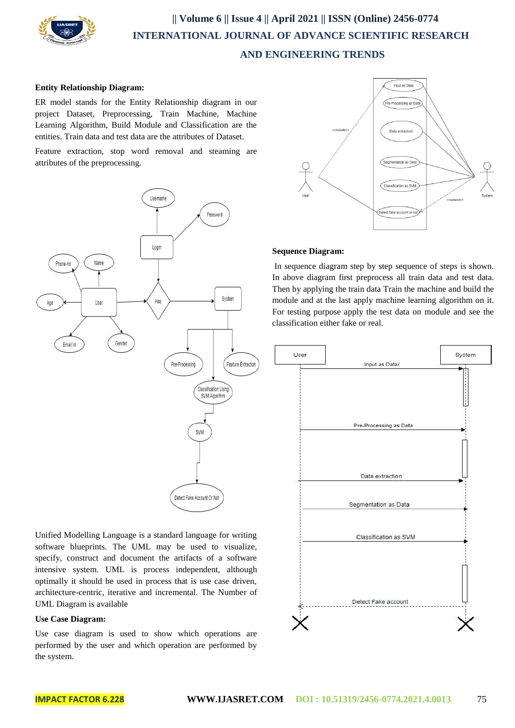**Entity Relationship Diagram:**

ER model stands for the Entity Relationship diagram in our project Dataset, Preprocessing, Train Machine, Machine Learning Algorithm, Build Module and Classification are the entities. Train data and test data are the attributes of Dataset.

Feature extraction, stop word removal and steaming are attributes of the preprocessing.

Unified Modelling Language is a standard language for writing software blueprints. The UML may be used to visualize, specify, construct and document the artifacts of a software intensive system. UML is process independent, although optimally it should be used in process that is use case driven, architecture-centric, iterative and incremental. The Number of UML Diagram is available

**Use Case Diagram:**

Use case diagram is used to show which operations are performed by the user and which operation are performed by the system.

**Sequence Diagram:**

In sequence diagram step by step sequence of steps is shown. In above diagram first preprocess all train data and test data. Then by applying the train data Train the machine and build the module and at the last apply machine learning algorithm on it. For testing purpose apply the test data on module and see the classification either fake or real.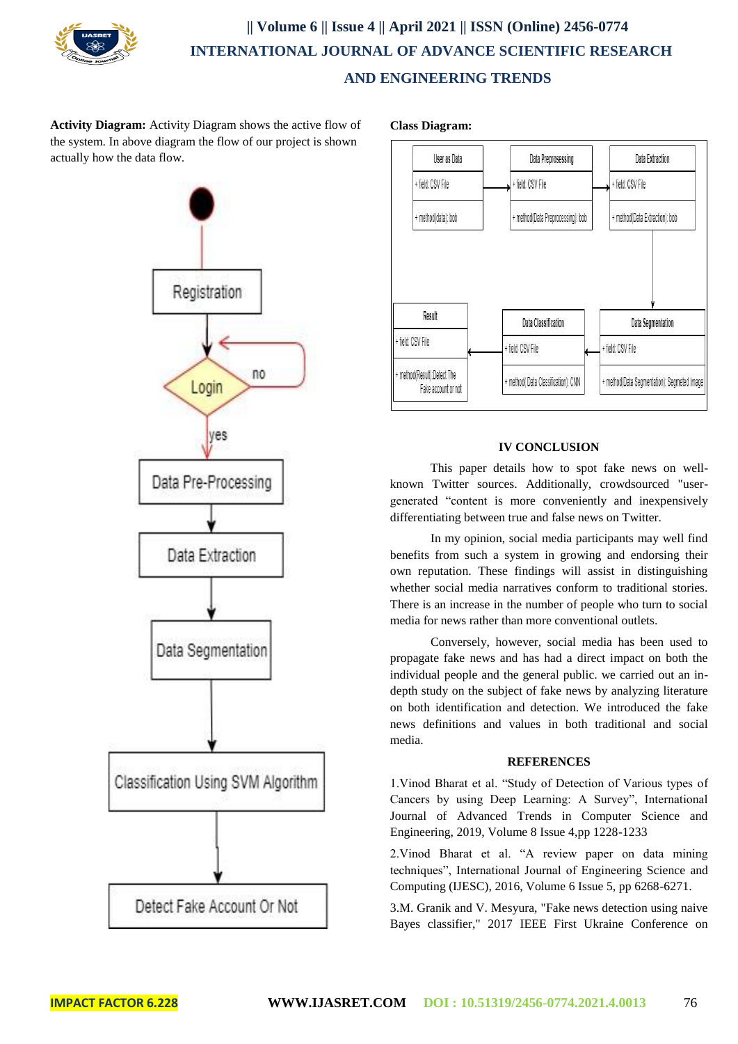**Activity Diagram:** Activity Diagram shows the active flow of the system. In above diagram the flow of our project is shown actually how the data flow.

**Class Diagram:**

## IV CONCLUSION

This paper details how to spot fake news on well-known Twitter sources. Additionally, crowdsourced "user-generated "content is more conveniently and inexpensively differentiating between true and false news on Twitter.

In my opinion, social media participants may well find benefits from such a system in growing and endorsing their own reputation. These findings will assist in distinguishing whether social media narratives conform to traditional stories. There is an increase in the number of people who turn to social media for news rather than more conventional outlets.

Conversely, however, social media has been used to propagate fake news and has had a direct impact on both the individual people and the general public. we carried out an in-depth study on the subject of fake news by analyzing literature on both identification and detection. We introduced the fake news definitions and values in both traditional and social media.

## REFERENCES

1.Vinod Bharat et al. "Study of Detection of Various types of Cancers by using Deep Learning: A Survey", International Journal of Advanced Trends in Computer Science and Engineering, 2019, Volume 8 Issue 4,pp 1228-1233

2.Vinod Bharat et al. "A review paper on data mining techniques", International Journal of Engineering Science and Computing (IJESC), 2016, Volume 6 Issue 5, pp 6268-6271.

3.M. Granik and V. Mesyura, "Fake news detection using naive Bayes classifier," 2017 IEEE First Ukraine Conference on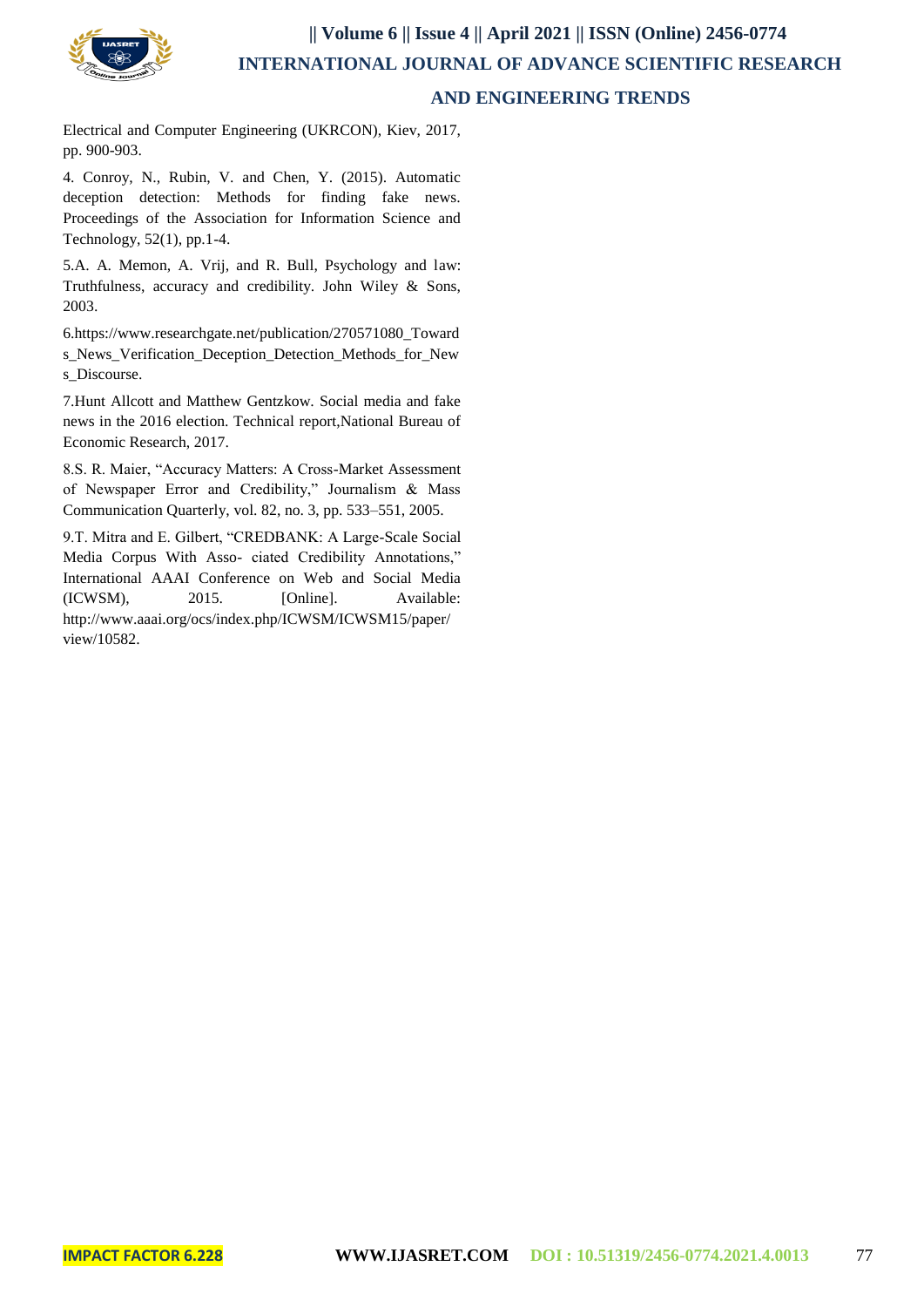Electrical and Computer Engineering (UKRCON), Kiev, 2017, pp. 900-903.

4. Conroy, N., Rubin, V. and Chen, Y. (2015). Automatic deception detection: Methods for finding fake news. Proceedings of the Association for Information Science and Technology, 52(1), pp.1-4.

5.A. A. Memon, A. Vrij, and R. Bull, Psychology and law: Truthfulness, accuracy and credibility. John Wiley & Sons, 2003.

6.https://www.researchgate.net/publication/270571080_Towards_News_Verification_Deception_Detection_Methods_for_News_Discourse.

7.Hunt Allcott and Matthew Gentzkow. Social media and fake news in the 2016 election. Technical report,National Bureau of Economic Research, 2017.

8.S. R. Maier, "Accuracy Matters: A Cross-Market Assessment of Newspaper Error and Credibility," Journalism & Mass Communication Quarterly, vol. 82, no. 3, pp. 533–551, 2005.

9.T. Mitra and E. Gilbert, "CREDBANK: A Large-Scale Social Media Corpus With Asso- ciated Credibility Annotations," International AAAI Conference on Web and Social Media (ICWSM), 2015. [Online]. Available: http://www.aaai.org/ocs/index.php/ICWSM/ICWSM15/paper/view/10582.